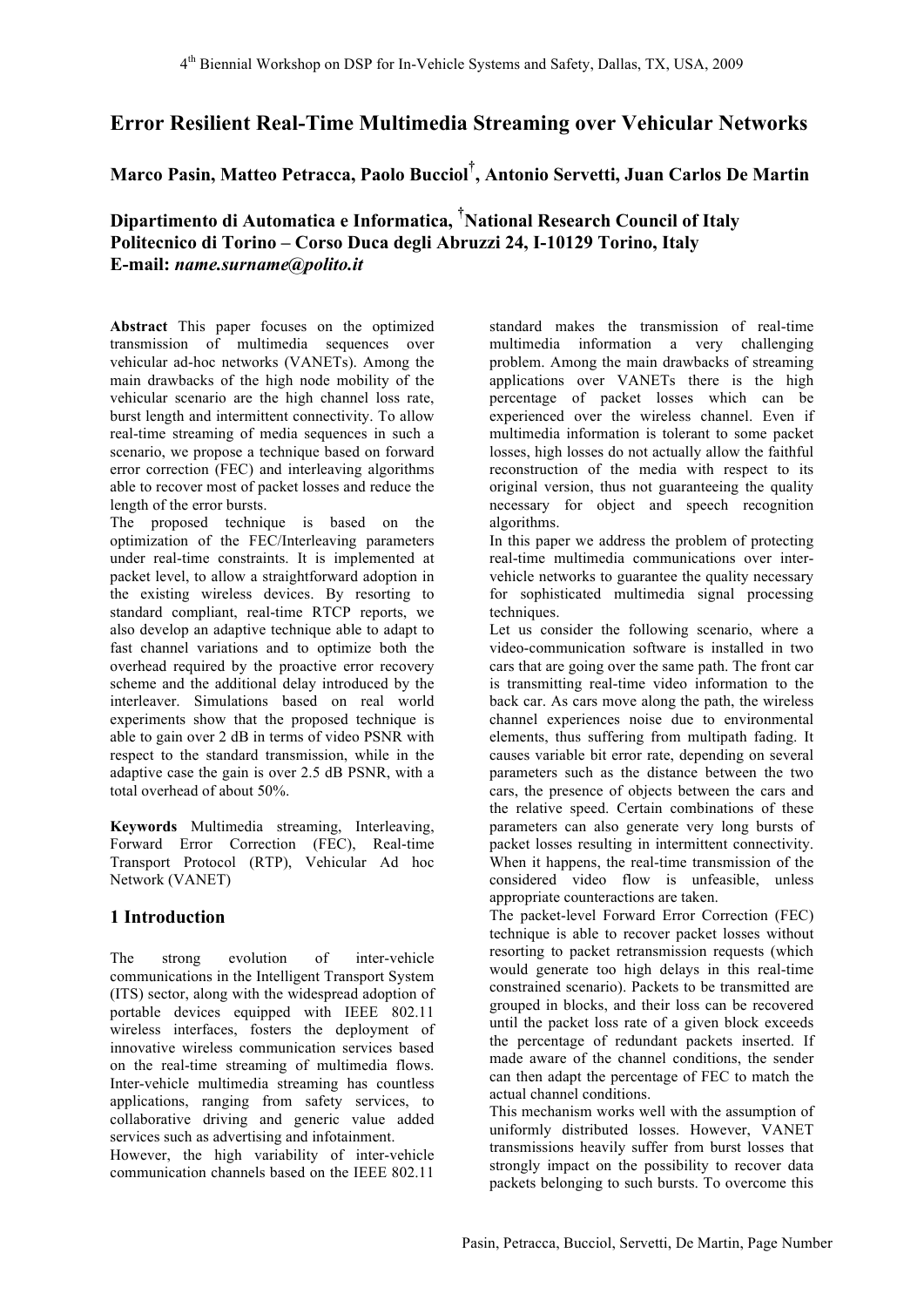# Error Resilient Real-Time Multimedia Streaming over Vehicular Networks

**Marco Pasin, Matteo Petracca, Paolo Bucciol[†], Antonio Servetti, Juan Carlos De Martin**

**Dipartimento di Automatica e Informatica, [†]National Research Council of Italy**
**Politecnico di Torino – Corso Duca degli Abruzzi 24, I-10129 Torino, Italy**
**E-mail: *name.surname@polito.it***

**Abstract** This paper focuses on the optimized transmission of multimedia sequences over vehicular ad-hoc networks (VANETs). Among the main drawbacks of the high node mobility of the vehicular scenario are the high channel loss rate, burst length and intermittent connectivity. To allow real-time streaming of media sequences in such a scenario, we propose a technique based on forward error correction (FEC) and interleaving algorithms able to recover most of packet losses and reduce the length of the error bursts.

The proposed technique is based on the optimization of the FEC/Interleaving parameters under real-time constraints. It is implemented at packet level, to allow a straightforward adoption in the existing wireless devices. By resorting to standard compliant, real-time RTCP reports, we also develop an adaptive technique able to adapt to fast channel variations and to optimize both the overhead required by the proactive error recovery scheme and the additional delay introduced by the interleaver. Simulations based on real world experiments show that the proposed technique is able to gain over 2 dB in terms of video PSNR with respect to the standard transmission, while in the adaptive case the gain is over 2.5 dB PSNR, with a total overhead of about 50%.

**Keywords** Multimedia streaming, Interleaving, Forward Error Correction (FEC), Real-time Transport Protocol (RTP), Vehicular Ad hoc Network (VANET)

## 1 Introduction

The strong evolution of inter-vehicle communications in the Intelligent Transport System (ITS) sector, along with the widespread adoption of portable devices equipped with IEEE 802.11 wireless interfaces, fosters the deployment of innovative wireless communication services based on the real-time streaming of multimedia flows. Inter-vehicle multimedia streaming has countless applications, ranging from safety services, to collaborative driving and generic value added services such as advertising and infotainment.

However, the high variability of inter-vehicle communication channels based on the IEEE 802.11 standard makes the transmission of real-time multimedia information a very challenging problem. Among the main drawbacks of streaming applications over VANETs there is the high percentage of packet losses which can be experienced over the wireless channel. Even if multimedia information is tolerant to some packet losses, high losses do not actually allow the faithful reconstruction of the media with respect to its original version, thus not guaranteeing the quality necessary for object and speech recognition algorithms.

In this paper we address the problem of protecting real-time multimedia communications over inter-vehicle networks to guarantee the quality necessary for sophisticated multimedia signal processing techniques.

Let us consider the following scenario, where a video-communication software is installed in two cars that are going over the same path. The front car is transmitting real-time video information to the back car. As cars move along the path, the wireless channel experiences noise due to environmental elements, thus suffering from multipath fading. It causes variable bit error rate, depending on several parameters such as the distance between the two cars, the presence of objects between the cars and the relative speed. Certain combinations of these parameters can also generate very long bursts of packet losses resulting in intermittent connectivity. When it happens, the real-time transmission of the considered video flow is unfeasible, unless appropriate counteractions are taken.

The packet-level Forward Error Correction (FEC) technique is able to recover packet losses without resorting to packet retransmission requests (which would generate too high delays in this real-time constrained scenario). Packets to be transmitted are grouped in blocks, and their loss can be recovered until the packet loss rate of a given block exceeds the percentage of redundant packets inserted. If made aware of the channel conditions, the sender can then adapt the percentage of FEC to match the actual channel conditions.

This mechanism works well with the assumption of uniformly distributed losses. However, VANET transmissions heavily suffer from burst losses that strongly impact on the possibility to recover data packets belonging to such bursts. To overcome this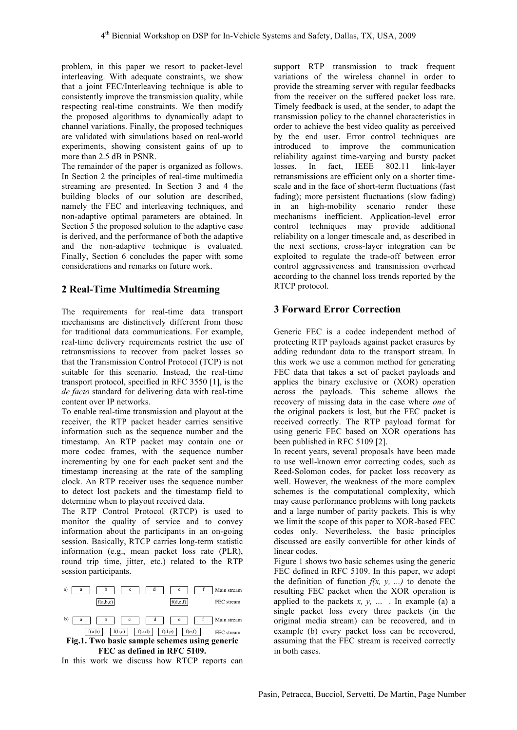problem, in this paper we resort to packet-level interleaving. With adequate constraints, we show that a joint FEC/Interleaving technique is able to consistently improve the transmission quality, while respecting real-time constraints. We then modify the proposed algorithms to dynamically adapt to channel variations. Finally, the proposed techniques are validated with simulations based on real-world experiments, showing consistent gains of up to more than 2.5 dB in PSNR.

The remainder of the paper is organized as follows. In Section 2 the principles of real-time multimedia streaming are presented. In Section 3 and 4 the building blocks of our solution are described, namely the FEC and interleaving techniques, and non-adaptive optimal parameters are obtained. In Section 5 the proposed solution to the adaptive case is derived, and the performance of both the adaptive and the non-adaptive technique is evaluated. Finally, Section 6 concludes the paper with some considerations and remarks on future work.

## 2 Real-Time Multimedia Streaming

The requirements for real-time data transport mechanisms are distinctively different from those for traditional data communications. For example, real-time delivery requirements restrict the use of retransmissions to recover from packet losses so that the Transmission Control Protocol (TCP) is not suitable for this scenario. Instead, the real-time transport protocol, specified in RFC 3550 [1], is the *de facto* standard for delivering data with real-time content over IP networks.

To enable real-time transmission and playout at the receiver, the RTP packet header carries sensitive information such as the sequence number and the timestamp. An RTP packet may contain one or more codec frames, with the sequence number incrementing by one for each packet sent and the timestamp increasing at the rate of the sampling clock. An RTP receiver uses the sequence number to detect lost packets and the timestamp field to determine when to playout received data.

The RTP Control Protocol (RTCP) is used to monitor the quality of service and to convey information about the participants in an on-going session. Basically, RTCP carries long-term statistic information (e.g., mean packet loss rate (PLR), round trip time, jitter, etc.) related to the RTP session participants.

a) a | b | c | d | e | f — Main stream
f(a,b,c) | f(d,e,f) — FEC stream

b) a | b | c | d | e | f — Main stream
f(a,b) | f(b,c) | f(c,d) | f(d,e) | f(e,f) — FEC stream

**Fig.1. Two basic sample schemes using generic FEC as defined in RFC 5109.**

In this work we discuss how RTCP reports can support RTP transmission to track frequent variations of the wireless channel in order to provide the streaming server with regular feedbacks from the receiver on the suffered packet loss rate. Timely feedback is used, at the sender, to adapt the transmission policy to the channel characteristics in order to achieve the best video quality as perceived by the end user. Error control techniques are introduced to improve the communication reliability against time-varying and bursty packet losses. In fact, IEEE 802.11 link-layer retransmissions are efficient only on a shorter time-scale and in the face of short-term fluctuations (fast fading); more persistent fluctuations (slow fading) in an high-mobility scenario render these mechanisms inefficient. Application-level error control techniques may provide additional reliability on a longer timescale and, as described in the next sections, cross-layer integration can be exploited to regulate the trade-off between error control aggressiveness and transmission overhead according to the channel loss trends reported by the RTCP protocol.

## 3 Forward Error Correction

Generic FEC is a codec independent method of protecting RTP payloads against packet erasures by adding redundant data to the transport stream. In this work we use a common method for generating FEC data that takes a set of packet payloads and applies the binary exclusive or (XOR) operation across the payloads. This scheme allows the recovery of missing data in the case where *one* of the original packets is lost, but the FEC packet is received correctly. The RTP payload format for using generic FEC based on XOR operations has been published in RFC 5109 [2].

In recent years, several proposals have been made to use well-known error correcting codes, such as Reed-Solomon codes, for packet loss recovery as well. However, the weakness of the more complex schemes is the computational complexity, which may cause performance problems with long packets and a large number of parity packets. This is why we limit the scope of this paper to XOR-based FEC codes only. Nevertheless, the basic principles discussed are easily convertible for other kinds of linear codes.

Figure 1 shows two basic schemes using the generic FEC defined in RFC 5109. In this paper, we adopt the definition of function *f(x, y, ...)* to denote the resulting FEC packet when the XOR operation is applied to the packets *x, y, ...* . In example (a) a single packet loss every three packets (in the original media stream) can be recovered, and in example (b) every packet loss can be recovered, assuming that the FEC stream is received correctly in both cases.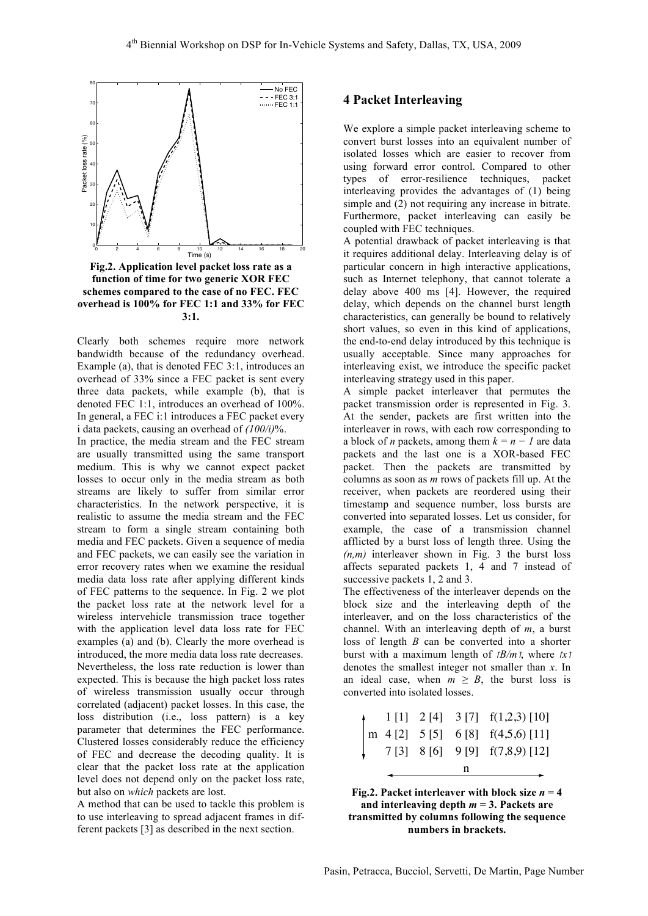80

70

60

50

40

30

20

10

0

0 2 4 6 8 10 12 14 16 18 20

Time (s)

Packet loss rate (%)

No FEC

FEC 3:1

FEC 1:1

**Fig.2. Application level packet loss rate as a function of time for two generic XOR FEC schemes compared to the case of no FEC. FEC overhead is 100% for FEC 1:1 and 33% for FEC 3:1.**

Clearly both schemes require more network bandwidth because of the redundancy overhead. Example (a), that is denoted FEC 3:1, introduces an overhead of 33% since a FEC packet is sent every three data packets, while example (b), that is denoted FEC 1:1, introduces an overhead of 100%. In general, a FEC i:1 introduces a FEC packet every i data packets, causing an overhead of *(100/i)*%.

In practice, the media stream and the FEC stream are usually transmitted using the same transport medium. This is why we cannot expect packet losses to occur only in the media stream as both streams are likely to suffer from similar error characteristics. In the network perspective, it is realistic to assume the media stream and the FEC stream to form a single stream containing both media and FEC packets. Given a sequence of media and FEC packets, we can easily see the variation in error recovery rates when we examine the residual media data loss rate after applying different kinds of FEC patterns to the sequence. In Fig. 2 we plot the packet loss rate at the network level for a wireless intervehicle transmission trace together with the application level data loss rate for FEC examples (a) and (b). Clearly the more overhead is introduced, the more media data loss rate decreases. Nevertheless, the loss rate reduction is lower than expected. This is because the high packet loss rates of wireless transmission usually occur through correlated (adjacent) packet losses. In this case, the loss distribution (i.e., loss pattern) is a key parameter that determines the FEC performance. Clustered losses considerably reduce the efficiency of FEC and decrease the decoding quality. It is clear that the packet loss rate at the application level does not depend only on the packet loss rate, but also on *which* packets are lost.

A method that can be used to tackle this problem is to use interleaving to spread adjacent frames in different packets [3] as described in the next section.

## 4 Packet Interleaving

We explore a simple packet interleaving scheme to convert burst losses into an equivalent number of isolated losses which are easier to recover from using forward error control. Compared to other types of error-resilience techniques, packet interleaving provides the advantages of (1) being simple and (2) not requiring any increase in bitrate. Furthermore, packet interleaving can easily be coupled with FEC techniques.

A potential drawback of packet interleaving is that it requires additional delay. Interleaving delay is of particular concern in high interactive applications, such as Internet telephony, that cannot tolerate a delay above 400 ms [4]. However, the required delay, which depends on the channel burst length characteristics, can generally be bound to relatively short values, so even in this kind of applications, the end-to-end delay introduced by this technique is usually acceptable. Since many approaches for interleaving exist, we introduce the specific packet interleaving strategy used in this paper.

A simple packet interleaver that permutes the packet transmission order is represented in Fig. 3. At the sender, packets are first written into the interleaver in rows, with each row corresponding to a block of $n$ packets, among them $k = n - 1$ are data packets and the last one is a XOR-based FEC packet. Then the packets are transmitted by columns as soon as $m$ rows of packets fill up. At the receiver, when packets are reordered using their timestamp and sequence number, loss bursts are converted into separated losses. Let us consider, for example, the case of a transmission channel afflicted by a burst loss of length three. Using the *(n,m)* interleaver shown in Fig. 3 the burst loss affects separated packets 1, 4 and 7 instead of successive packets 1, 2 and 3.

The effectiveness of the interleaver depends on the block size and the interleaving depth of the interleaver, and on the loss characteristics of the channel. With an interleaving depth of $m$, a burst loss of length $B$ can be converted into a shorter burst with a maximum length of $\lceil B/m \rceil$, where $\lceil x \rceil$ denotes the smallest integer not smaller than $x$. In an ideal case, when $m \geq B$, the burst loss is converted into isolated losses.

| | | | | |
|---|---|---|---|---|
| m | 1 [1] | 2 [4] | 3 [7] | f(1,2,3) [10] |
| | 4 [2] | 5 [5] | 6 [8] | f(4,5,6) [11] |
| | 7 [3] | 8 [6] | 9 [9] | f(7,8,9) [12] |
| | | n | | |

**Fig.2. Packet interleaver with block size $n = 4$ and interleaving depth $m = 3$. Packets are transmitted by columns following the sequence numbers in brackets.**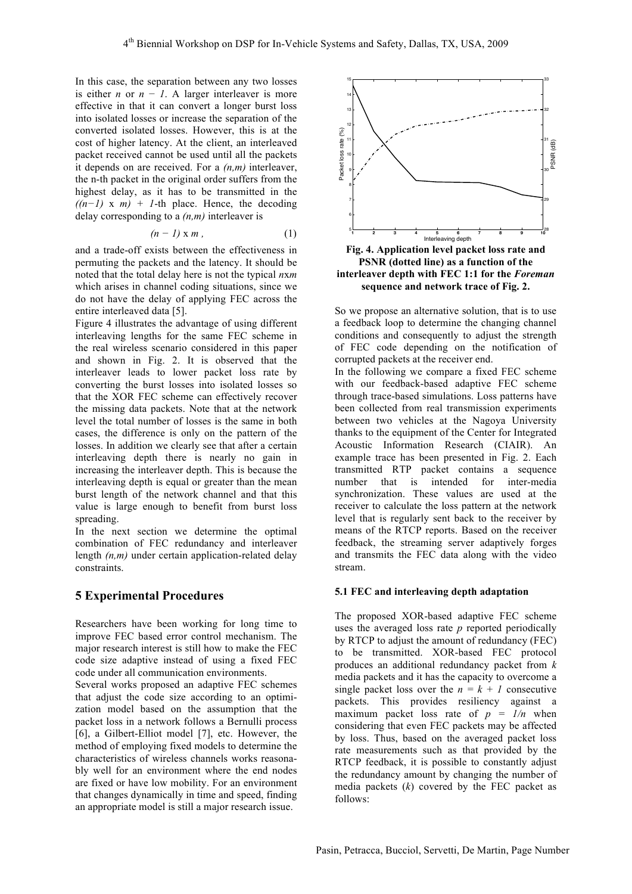In this case, the separation between any two losses is either $n$ or $n-1$. A larger interleaver is more effective in that it can convert a longer burst loss into isolated losses or increase the separation of the converted isolated losses. However, this is at the cost of higher latency. At the client, an interleaved packet received cannot be used until all the packets it depends on are received. For a $(n,m)$ interleaver, the n-th packet in the original order suffers from the highest delay, as it has to be transmitted in the $((n-1) \times m) + 1$-th place. Hence, the decoding delay corresponding to a $(n,m)$ interleaver is

$$(n-1) \times m \, , \tag{1}$$

and a trade-off exists between the effectiveness in permuting the packets and the latency. It should be noted that the total delay here is not the typical $n \times m$ which arises in channel coding situations, since we do not have the delay of applying FEC across the entire interleaved data [5].

Figure 4 illustrates the advantage of using different interleaving lengths for the same FEC scheme in the real wireless scenario considered in this paper and shown in Fig. 2. It is observed that the interleaver leads to lower packet loss rate by converting the burst losses into isolated losses so that the XOR FEC scheme can effectively recover the missing data packets. Note that at the network level the total number of losses is the same in both cases, the difference is only on the pattern of the losses. In addition we clearly see that after a certain interleaving depth there is nearly no gain in increasing the interleaver depth. This is because the interleaving depth is equal or greater than the mean burst length of the network channel and that this value is large enough to benefit from burst loss spreading.

In the next section we determine the optimal combination of FEC redundancy and interleaver length $(n,m)$ under certain application-related delay constraints.

## 5 Experimental Procedures

Researchers have been working for long time to improve FEC based error control mechanism. The major research interest is still how to make the FEC code size adaptive instead of using a fixed FEC code under all communication environments.

Several works proposed an adaptive FEC schemes that adjust the code size according to an optimization model based on the assumption that the packet loss in a network follows a Bernulli process [6], a Gilbert-Elliot model [7], etc. However, the method of employing fixed models to determine the characteristics of wireless channels works reasonably well for an environment where the end nodes are fixed or have low mobility. For an environment that changes dynamically in time and speed, finding an appropriate model is still a major research issue.

**Fig. 4. Application level packet loss rate and PSNR (dotted line) as a function of the interleaver depth with FEC 1:1 for the *Foreman* sequence and network trace of Fig. 2.**

So we propose an alternative solution, that is to use a feedback loop to determine the changing channel conditions and consequently to adjust the strength of FEC code depending on the notification of corrupted packets at the receiver end.

In the following we compare a fixed FEC scheme with our feedback-based adaptive FEC scheme through trace-based simulations. Loss patterns have been collected from real transmission experiments between two vehicles at the Nagoya University thanks to the equipment of the Center for Integrated Acoustic Information Research (CIAIR). An example trace has been presented in Fig. 2. Each transmitted RTP packet contains a sequence number that is intended for inter-media synchronization. These values are used at the receiver to calculate the loss pattern at the network level that is regularly sent back to the receiver by means of the RTCP reports. Based on the receiver feedback, the streaming server adaptively forges and transmits the FEC data along with the video stream.

### 5.1 FEC and interleaving depth adaptation

The proposed XOR-based adaptive FEC scheme uses the averaged loss rate $p$ reported periodically by RTCP to adjust the amount of redundancy (FEC) to be transmitted. XOR-based FEC protocol produces an additional redundancy packet from $k$ media packets and it has the capacity to overcome a single packet loss over the $n = k + 1$ consecutive packets. This provides resiliency against a maximum packet loss rate of $p = 1/n$ when considering that even FEC packets may be affected by loss. Thus, based on the averaged packet loss rate measurements such as that provided by the RTCP feedback, it is possible to constantly adjust the redundancy amount by changing the number of media packets ($k$) covered by the FEC packet as follows: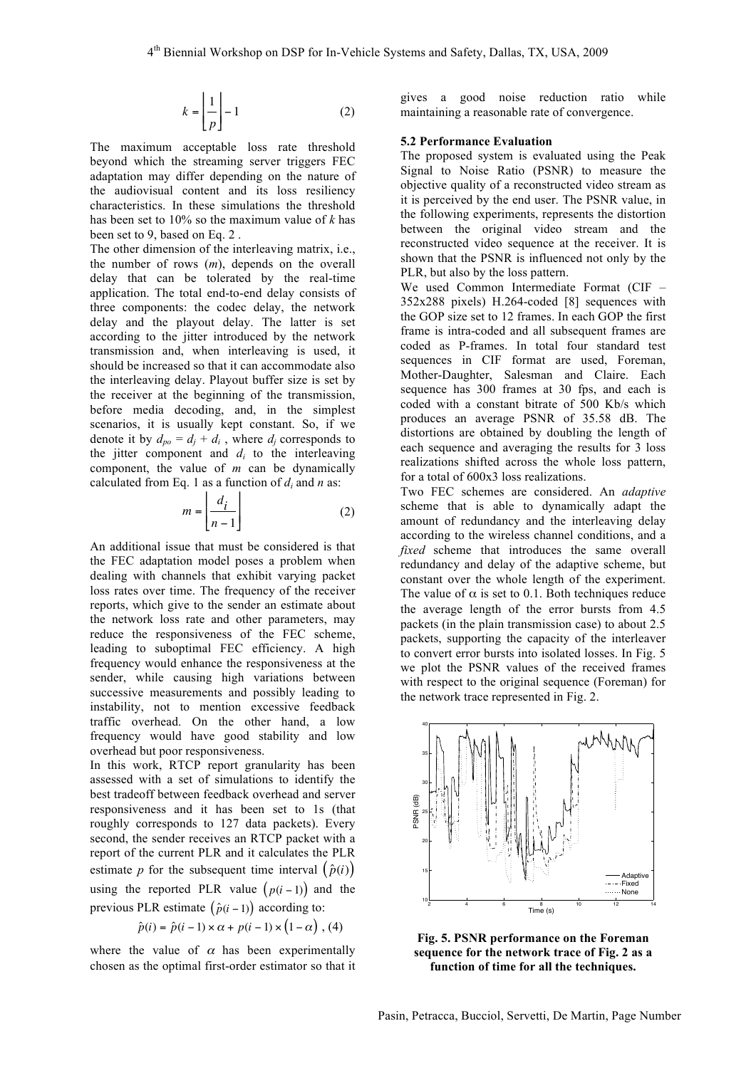$$k = \left\lfloor \frac{1}{p} \right\rfloor - 1 \quad (2)$$

The maximum acceptable loss rate threshold beyond which the streaming server triggers FEC adaptation may differ depending on the nature of the audiovisual content and its loss resiliency characteristics. In these simulations the threshold has been set to 10% so the maximum value of $k$ has been set to 9, based on Eq. 2 .

The other dimension of the interleaving matrix, i.e., the number of rows ($m$), depends on the overall delay that can be tolerated by the real-time application. The total end-to-end delay consists of three components: the codec delay, the network delay and the playout delay. The latter is set according to the jitter introduced by the network transmission and, when interleaving is used, it should be increased so that it can accommodate also the interleaving delay. Playout buffer size is set by the receiver at the beginning of the transmission, before media decoding, and, in the simplest scenarios, it is usually kept constant. So, if we denote it by $d_{po} = d_j + d_i$ , where $d_j$ corresponds to the jitter component and $d_i$ to the interleaving component, the value of $m$ can be dynamically calculated from Eq. 1 as a function of $d_i$ and $n$ as:

$$m = \left\lfloor \frac{d_i}{n-1} \right\rfloor \quad (2)$$

An additional issue that must be considered is that the FEC adaptation model poses a problem when dealing with channels that exhibit varying packet loss rates over time. The frequency of the receiver reports, which give to the sender an estimate about the network loss rate and other parameters, may reduce the responsiveness of the FEC scheme, leading to suboptimal FEC efficiency. A high frequency would enhance the responsiveness at the sender, while causing high variations between successive measurements and possibly leading to instability, not to mention excessive feedback traffic overhead. On the other hand, a low frequency would have good stability and low overhead but poor responsiveness.

In this work, RTCP report granularity has been assessed with a set of simulations to identify the best tradeoff between feedback overhead and server responsiveness and it has been set to 1s (that roughly corresponds to 127 data packets). Every second, the sender receives an RTCP packet with a report of the current PLR and it calculates the PLR estimate $p$ for the subsequent time interval $\left(\hat{p}(i)\right)$ using the reported PLR value $\left(p(i-1)\right)$ and the previous PLR estimate $\left(\hat{p}(i-1)\right)$ according to:

$$\hat{p}(i) = \hat{p}(i-1) \times \alpha + p(i-1) \times \left(1 - \alpha\right), \quad (4)$$

where the value of $\alpha$ has been experimentally chosen as the optimal first-order estimator so that it gives a good noise reduction ratio while maintaining a reasonable rate of convergence.

### 5.2 Performance Evaluation

The proposed system is evaluated using the Peak Signal to Noise Ratio (PSNR) to measure the objective quality of a reconstructed video stream as it is perceived by the end user. The PSNR value, in the following experiments, represents the distortion between the original video stream and the reconstructed video sequence at the receiver. It is shown that the PSNR is influenced not only by the PLR, but also by the loss pattern.

We used Common Intermediate Format (CIF – 352x288 pixels) H.264-coded [8] sequences with the GOP size set to 12 frames. In each GOP the first frame is intra-coded and all subsequent frames are coded as P-frames. In total four standard test sequences in CIF format are used, Foreman, Mother-Daughter, Salesman and Claire. Each sequence has 300 frames at 30 fps, and each is coded with a constant bitrate of 500 Kb/s which produces an average PSNR of 35.58 dB. The distortions are obtained by doubling the length of each sequence and averaging the results for 3 loss realizations shifted across the whole loss pattern, for a total of 600x3 loss realizations.

Two FEC schemes are considered. An *adaptive* scheme that is able to dynamically adapt the amount of redundancy and the interleaving delay according to the wireless channel conditions, and a *fixed* scheme that introduces the same overall redundancy and delay of the adaptive scheme, but constant over the whole length of the experiment. The value of $\alpha$ is set to 0.1. Both techniques reduce the average length of the error bursts from 4.5 packets (in the plain transmission case) to about 2.5 packets, supporting the capacity of the interleaver to convert error bursts into isolated losses. In Fig. 5 we plot the PSNR values of the received frames with respect to the original sequence (Foreman) for the network trace represented in Fig. 2.

**Fig. 5. PSNR performance on the Foreman sequence for the network trace of Fig. 2 as a function of time for all the techniques.**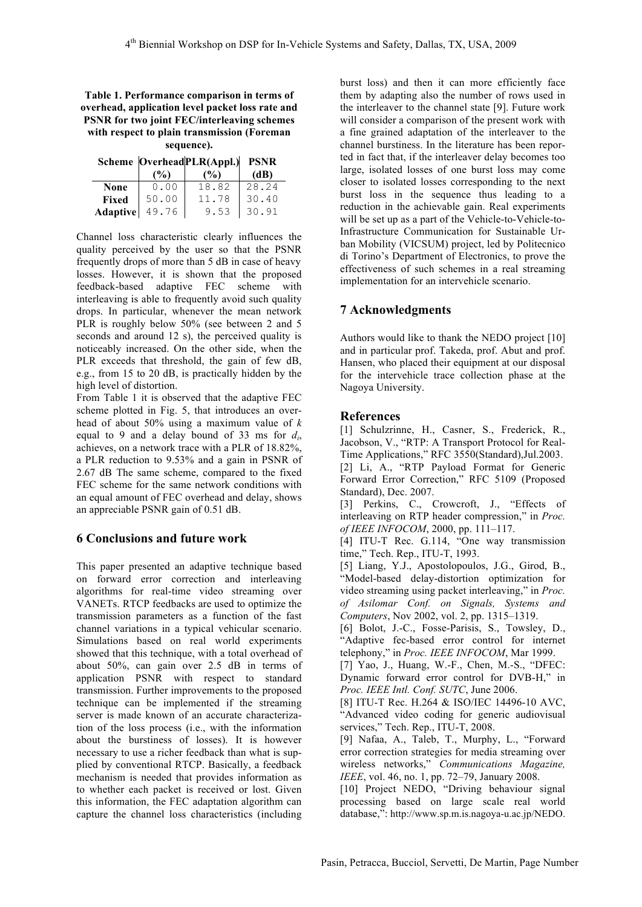**Table 1. Performance comparison in terms of overhead, application level packet loss rate and PSNR for two joint FEC/interleaving schemes with respect to plain transmission (Foreman sequence).**

| Scheme | Overhead (%) | PLR(Appl.) (%) | PSNR (dB) |
|---|---|---|---|
| **None** | 0.00 | 18.82 | 28.24 |
| **Fixed** | 50.00 | 11.78 | 30.40 |
| **Adaptive** | 49.76 | 9.53 | 30.91 |

Channel loss characteristic clearly influences the quality perceived by the user so that the PSNR frequently drops of more than 5 dB in case of heavy losses. However, it is shown that the proposed feedback-based adaptive FEC scheme with interleaving is able to frequently avoid such quality drops. In particular, whenever the mean network PLR is roughly below 50% (see between 2 and 5 seconds and around 12 s), the perceived quality is noticeably increased. On the other side, when the PLR exceeds that threshold, the gain of few dB, e.g., from 15 to 20 dB, is practically hidden by the high level of distortion.

From Table 1 it is observed that the adaptive FEC scheme plotted in Fig. 5, that introduces an overhead of about 50% using a maximum value of $k$ equal to 9 and a delay bound of 33 ms for $d_i$, achieves, on a network trace with a PLR of 18.82%, a PLR reduction to 9.53% and a gain in PSNR of 2.67 dB The same scheme, compared to the fixed FEC scheme for the same network conditions with an equal amount of FEC overhead and delay, shows an appreciable PSNR gain of 0.51 dB.

## 6 Conclusions and future work

This paper presented an adaptive technique based on forward error correction and interleaving algorithms for real-time video streaming over VANETs. RTCP feedbacks are used to optimize the transmission parameters as a function of the fast channel variations in a typical vehicular scenario. Simulations based on real world experiments showed that this technique, with a total overhead of about 50%, can gain over 2.5 dB in terms of application PSNR with respect to standard transmission. Further improvements to the proposed technique can be implemented if the streaming server is made known of an accurate characterization of the loss process (i.e., with the information about the burstiness of losses). It is however necessary to use a richer feedback than what is supplied by conventional RTCP. Basically, a feedback mechanism is needed that provides information as to whether each packet is received or lost. Given this information, the FEC adaptation algorithm can capture the channel loss characteristics (including burst loss) and then it can more efficiently face them by adapting also the number of rows used in the interleaver to the channel state [9]. Future work will consider a comparison of the present work with a fine grained adaptation of the interleaver to the channel burstiness. In the literature has been reported in fact that, if the interleaver delay becomes too large, isolated losses of one burst loss may come closer to isolated losses corresponding to the next burst loss in the sequence thus leading to a reduction in the achievable gain. Real experiments will be set up as a part of the Vehicle-to-Vehicle-to-Infrastructure Communication for Sustainable Urban Mobility (VICSUM) project, led by Politecnico di Torino's Department of Electronics, to prove the effectiveness of such schemes in a real streaming implementation for an intervehicle scenario.

## 7 Acknowledgments

Authors would like to thank the NEDO project [10] and in particular prof. Takeda, prof. Abut and prof. Hansen, who placed their equipment at our disposal for the intervehicle trace collection phase at the Nagoya University.

## References

[1] Schulzrinne, H., Casner, S., Frederick, R., Jacobson, V., "RTP: A Transport Protocol for Real-Time Applications," RFC 3550(Standard),Jul.2003.

[2] Li, A., "RTP Payload Format for Generic Forward Error Correction," RFC 5109 (Proposed Standard), Dec. 2007.

[3] Perkins, C., Crowcroft, J., "Effects of interleaving on RTP header compression," in *Proc. of IEEE INFOCOM*, 2000, pp. 111–117.

[4] ITU-T Rec. G.114, "One way transmission time," Tech. Rep., ITU-T, 1993.

[5] Liang, Y.J., Apostolopoulos, J.G., Girod, B., "Model-based delay-distortion optimization for video streaming using packet interleaving," in *Proc. of Asilomar Conf. on Signals, Systems and Computers*, Nov 2002, vol. 2, pp. 1315–1319.

[6] Bolot, J.-C., Fosse-Parisis, S., Towsley, D., "Adaptive fec-based error control for internet telephony," in *Proc. IEEE INFOCOM*, Mar 1999.

[7] Yao, J., Huang, W.-F., Chen, M.-S., "DFEC: Dynamic forward error control for DVB-H," in *Proc. IEEE Intl. Conf. SUTC*, June 2006.

[8] ITU-T Rec. H.264 & ISO/IEC 14496-10 AVC, "Advanced video coding for generic audiovisual services," Tech. Rep., ITU-T, 2008.

[9] Nafaa, A., Taleb, T., Murphy, L., "Forward error correction strategies for media streaming over wireless networks," *Communications Magazine, IEEE*, vol. 46, no. 1, pp. 72–79, January 2008.

[10] Project NEDO, "Driving behaviour signal processing based on large scale real world database,": http://www.sp.m.is.nagoya-u.ac.jp/NEDO.